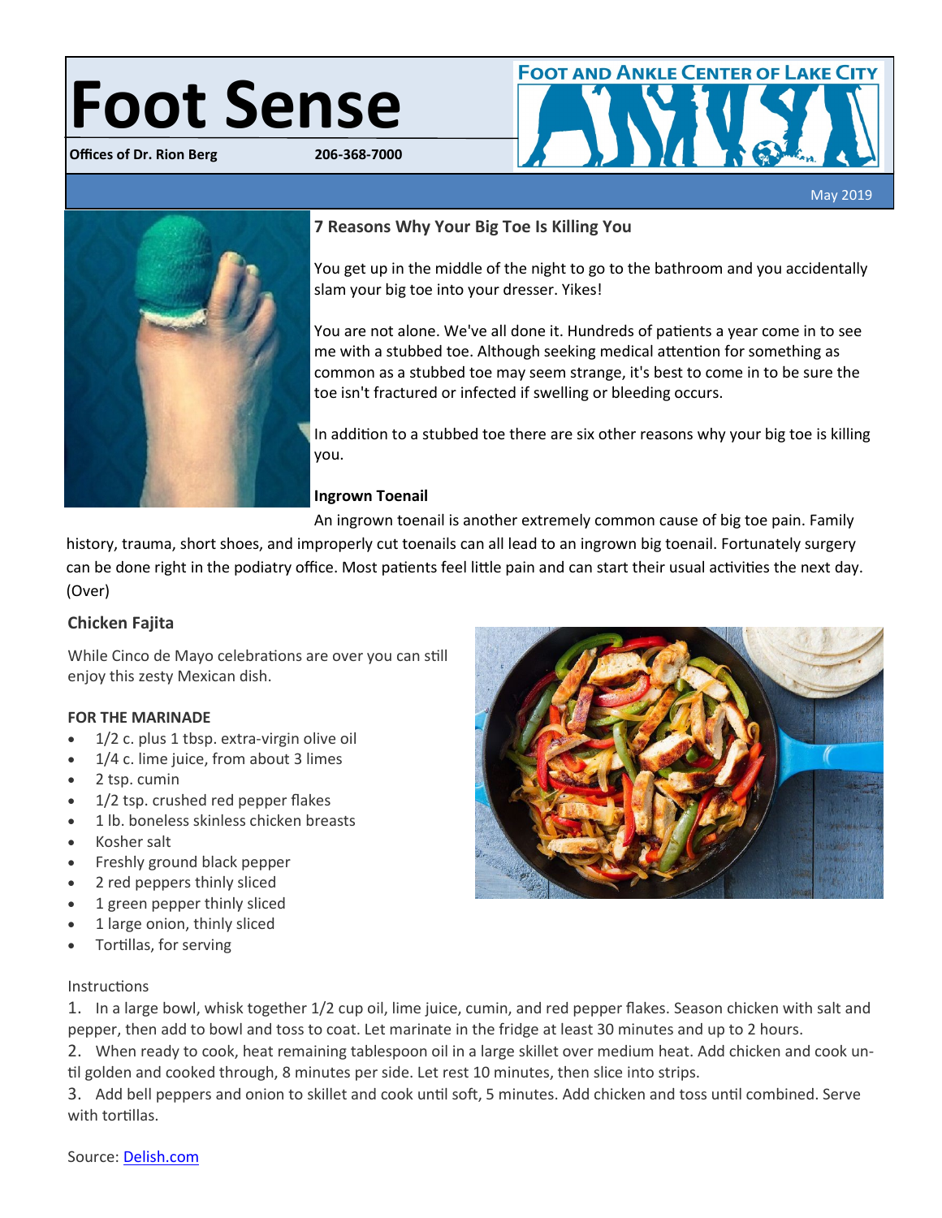# Foot Sense

**Offices of Dr. Rion Berg** 206-368-7000

FOOT AND ANKLE CENTER OF LAKE CITY

May 2019

## 7 Reasons Why Your Big Toe Is Killing You

You get up in the middle of the night to go to the bathroom and you accidentally slam your big toe into your dresser. Yikes!

You are not alone. We've all done it. Hundreds of patients a year come in to see me with a stubbed toe. Although seeking medical attention for something as common as a stubbed toe may seem strange, it's best to come in to be sure the toe isn't fractured or infected if swelling or bleeding occurs.

In addition to a stubbed toe there are six other reasons why your big toe is killing you.

**Ingrown Toenail**

An ingrown toenail is another extremely common cause of big toe pain. Family history, trauma, short shoes, and improperly cut toenails can all lead to an ingrown big toenail. Fortunately surgery can be done right in the podiatry office. Most patients feel little pain and can start their usual activities the next day. (Over)

## Chicken Fajita

While Cinco de Mayo celebrations are over you can still enjoy this zesty Mexican dish.

**FOR THE MARINADE**

- 1/2 c. plus 1 tbsp. extra-virgin olive oil
- 1/4 c. lime juice, from about 3 limes
- 2 tsp. cumin
- 1/2 tsp. crushed red pepper flakes
- 1 lb. boneless skinless chicken breasts
- Kosher salt
- Freshly ground black pepper
- 2 red peppers thinly sliced
- 1 green pepper thinly sliced
- 1 large onion, thinly sliced
- Tortillas, for serving

Instructions

1. In a large bowl, whisk together 1/2 cup oil, lime juice, cumin, and red pepper flakes. Season chicken with salt and pepper, then add to bowl and toss to coat. Let marinate in the fridge at least 30 minutes and up to 2 hours.
2. When ready to cook, heat remaining tablespoon oil in a large skillet over medium heat. Add chicken and cook until golden and cooked through, 8 minutes per side. Let rest 10 minutes, then slice into strips.
3. Add bell peppers and onion to skillet and cook until soft, 5 minutes. Add chicken and toss until combined. Serve with tortillas.

Source: Delish.com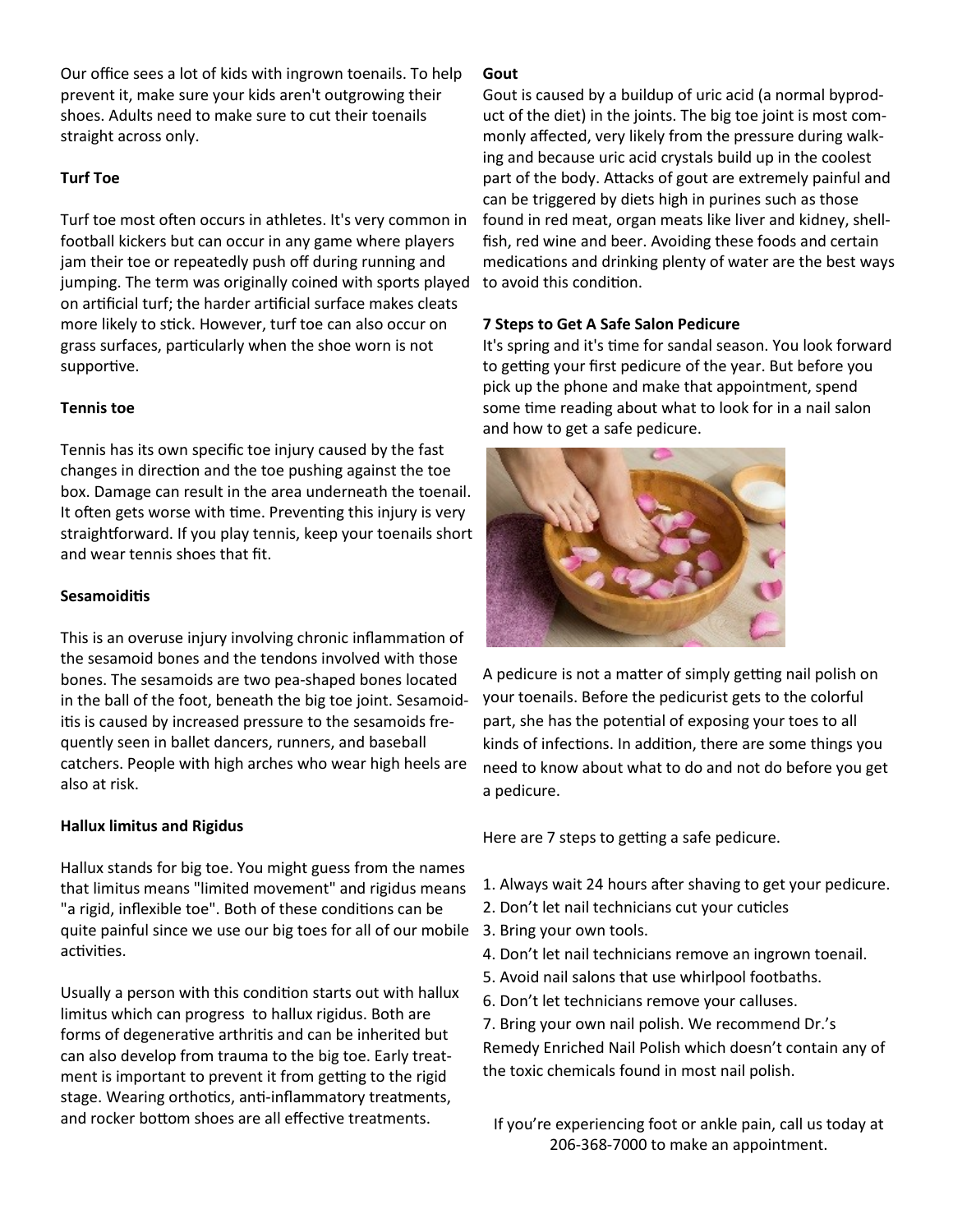Our office sees a lot of kids with ingrown toenails. To help prevent it, make sure your kids aren't outgrowing their shoes. Adults need to make sure to cut their toenails straight across only.

**Turf Toe**

Turf toe most often occurs in athletes. It's very common in football kickers but can occur in any game where players jam their toe or repeatedly push off during running and jumping. The term was originally coined with sports played on artificial turf; the harder artificial surface makes cleats more likely to stick. However, turf toe can also occur on grass surfaces, particularly when the shoe worn is not supportive.

**Tennis toe**

Tennis has its own specific toe injury caused by the fast changes in direction and the toe pushing against the toe box. Damage can result in the area underneath the toenail. It often gets worse with time. Preventing this injury is very straightforward. If you play tennis, keep your toenails short and wear tennis shoes that fit.

**Sesamoiditis**

This is an overuse injury involving chronic inflammation of the sesamoid bones and the tendons involved with those bones. The sesamoids are two pea-shaped bones located in the ball of the foot, beneath the big toe joint. Sesamoiditis is caused by increased pressure to the sesamoids frequently seen in ballet dancers, runners, and baseball catchers. People with high arches who wear high heels are also at risk.

**Hallux limitus and Rigidus**

Hallux stands for big toe. You might guess from the names that limitus means "limited movement" and rigidus means "a rigid, inflexible toe". Both of these conditions can be quite painful since we use our big toes for all of our mobile activities.

Usually a person with this condition starts out with hallux limitus which can progress to hallux rigidus. Both are forms of degenerative arthritis and can be inherited but can also develop from trauma to the big toe. Early treatment is important to prevent it from getting to the rigid stage. Wearing orthotics, anti-inflammatory treatments, and rocker bottom shoes are all effective treatments.

**Gout**

Gout is caused by a buildup of uric acid (a normal byproduct of the diet) in the joints. The big toe joint is most commonly affected, very likely from the pressure during walking and because uric acid crystals build up in the coolest part of the body. Attacks of gout are extremely painful and can be triggered by diets high in purines such as those found in red meat, organ meats like liver and kidney, shellfish, red wine and beer. Avoiding these foods and certain medications and drinking plenty of water are the best ways to avoid this condition.

**7 Steps to Get A Safe Salon Pedicure**

It's spring and it's time for sandal season. You look forward to getting your first pedicure of the year. But before you pick up the phone and make that appointment, spend some time reading about what to look for in a nail salon and how to get a safe pedicure.

A pedicure is not a matter of simply getting nail polish on your toenails. Before the pedicurist gets to the colorful part, she has the potential of exposing your toes to all kinds of infections. In addition, there are some things you need to know about what to do and not do before you get a pedicure.

Here are 7 steps to getting a safe pedicure.

1. Always wait 24 hours after shaving to get your pedicure.
2. Don't let nail technicians cut your cuticles
3. Bring your own tools.
4. Don't let nail technicians remove an ingrown toenail.
5. Avoid nail salons that use whirlpool footbaths.
6. Don't let technicians remove your calluses.
7. Bring your own nail polish. We recommend Dr.'s Remedy Enriched Nail Polish which doesn't contain any of the toxic chemicals found in most nail polish.

If you're experiencing foot or ankle pain, call us today at 206-368-7000 to make an appointment.